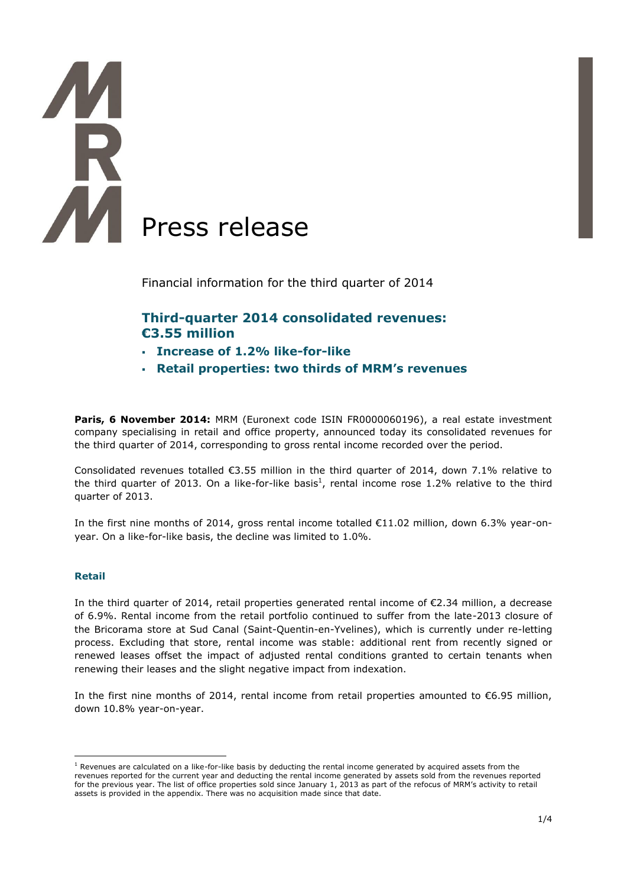# Press release

Financial information for the third quarter of 2014

## Third-quarter 2014 consolidated revenues: €3.55 million

- **Increase of 1.2% like-for-like**
- **Retail properties: two thirds of MRM's revenues**

**Paris, 6 November 2014:** MRM (Euronext code ISIN FR0000060196), a real estate investment company specialising in retail and office property, announced today its consolidated revenues for the third quarter of 2014, corresponding to gross rental income recorded over the period.

Consolidated revenues totalled €3.55 million in the third quarter of 2014, down 7.1% relative to the third quarter of 2013. On a like-for-like basis[1], rental income rose 1.2% relative to the third quarter of 2013.

In the first nine months of 2014, gross rental income totalled €11.02 million, down 6.3% year-on-year. On a like-for-like basis, the decline was limited to 1.0%.

### Retail

In the third quarter of 2014, retail properties generated rental income of €2.34 million, a decrease of 6.9%. Rental income from the retail portfolio continued to suffer from the late-2013 closure of the Bricorama store at Sud Canal (Saint-Quentin-en-Yvelines), which is currently under re-letting process. Excluding that store, rental income was stable: additional rent from recently signed or renewed leases offset the impact of adjusted rental conditions granted to certain tenants when renewing their leases and the slight negative impact from indexation.

In the first nine months of 2014, rental income from retail properties amounted to €6.95 million, down 10.8% year-on-year.

[1] Revenues are calculated on a like-for-like basis by deducting the rental income generated by acquired assets from the revenues reported for the current year and deducting the rental income generated by assets sold from the revenues reported for the previous year. The list of office properties sold since January 1, 2013 as part of the refocus of MRM's activity to retail assets is provided in the appendix. There was no acquisition made since that date.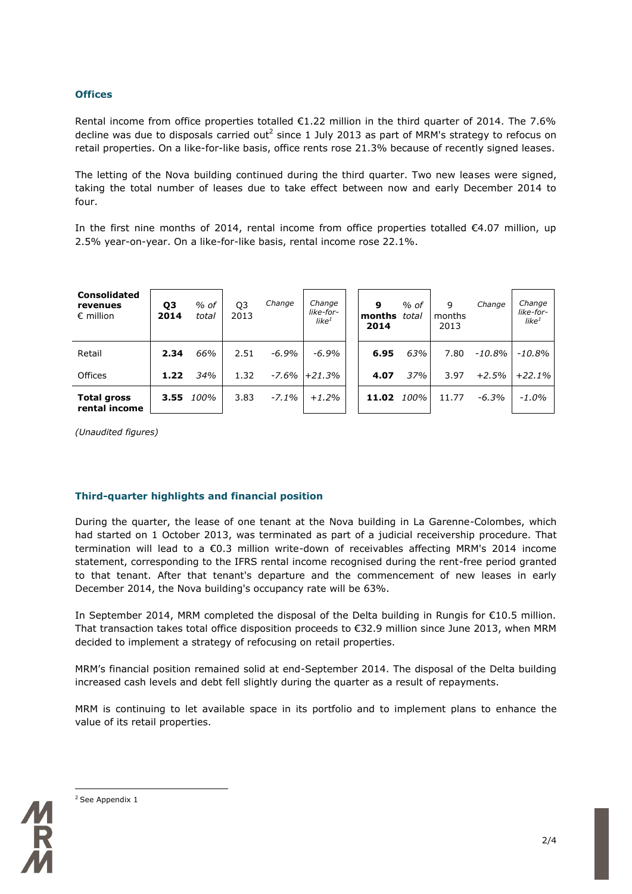## Offices

Rental income from office properties totalled €1.22 million in the third quarter of 2014. The 7.6% decline was due to disposals carried out[2] since 1 July 2013 as part of MRM's strategy to refocus on retail properties. On a like-for-like basis, office rents rose 21.3% because of recently signed leases.

The letting of the Nova building continued during the third quarter. Two new leases were signed, taking the total number of leases due to take effect between now and early December 2014 to four.

In the first nine months of 2014, rental income from office properties totalled €4.07 million, up 2.5% year-on-year. On a like-for-like basis, rental income rose 22.1%.

| **Consolidated revenues** € million | **Q3 2014** | *% of total* | Q3 2013 | *Change* | *Change like-for-like*[1] | **9 months 2014** | *% of total* | 9 months 2013 | *Change* | *Change like-for-like*[1] |
|---|---|---|---|---|---|---|---|---|---|---|
| Retail | **2.34** | *66%* | 2.51 | *-6.9%* | *-6.9%* | **6.95** | *63%* | 7.80 | *-10.8%* | *-10.8%* |
| Offices | **1.22** | *34%* | 1.32 | *-7.6%* | *+21.3%* | **4.07** | *37%* | 3.97 | *+2.5%* | *+22.1%* |
| **Total gross rental income** | **3.55** | *100%* | 3.83 | *-7.1%* | *+1.2%* | **11.02** | *100%* | 11.77 | *-6.3%* | *-1.0%* |

*(Unaudited figures)*

## Third-quarter highlights and financial position

During the quarter, the lease of one tenant at the Nova building in La Garenne-Colombes, which had started on 1 October 2013, was terminated as part of a judicial receivership procedure. That termination will lead to a €0.3 million write-down of receivables affecting MRM's 2014 income statement, corresponding to the IFRS rental income recognised during the rent-free period granted to that tenant. After that tenant's departure and the commencement of new leases in early December 2014, the Nova building's occupancy rate will be 63%.

In September 2014, MRM completed the disposal of the Delta building in Rungis for €10.5 million. That transaction takes total office disposition proceeds to €32.9 million since June 2013, when MRM decided to implement a strategy of refocusing on retail properties.

MRM's financial position remained solid at end-September 2014. The disposal of the Delta building increased cash levels and debt fell slightly during the quarter as a result of repayments.

MRM is continuing to let available space in its portfolio and to implement plans to enhance the value of its retail properties.

[2] See Appendix 1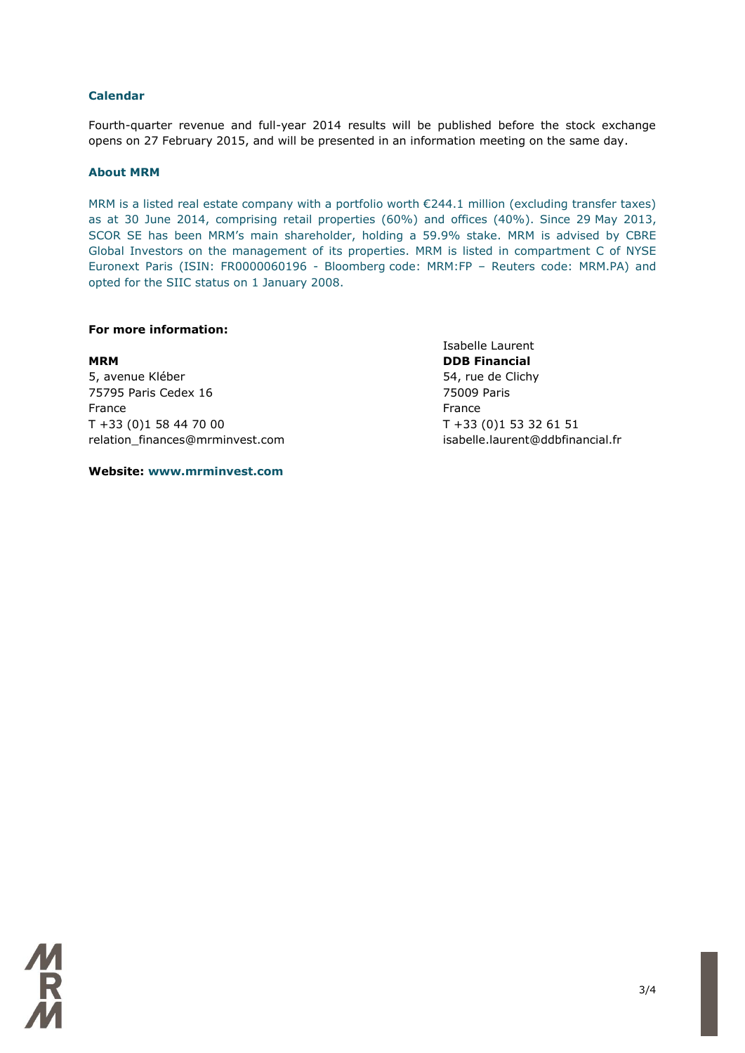## Calendar

Fourth-quarter revenue and full-year 2014 results will be published before the stock exchange opens on 27 February 2015, and will be presented in an information meeting on the same day.

## About MRM

MRM is a listed real estate company with a portfolio worth €244.1 million (excluding transfer taxes) as at 30 June 2014, comprising retail properties (60%) and offices (40%). Since 29 May 2013, SCOR SE has been MRM's main shareholder, holding a 59.9% stake. MRM is advised by CBRE Global Investors on the management of its properties. MRM is listed in compartment C of NYSE Euronext Paris (ISIN: FR0000060196 - Bloomberg code: MRM:FP – Reuters code: MRM.PA) and opted for the SIIC status on 1 January 2008.

**For more information:**

**MRM**
5, avenue Kléber
75795 Paris Cedex 16
France
T +33 (0)1 58 44 70 00
relation_finances@mrminvest.com

Isabelle Laurent
**DDB Financial**
54, rue de Clichy
75009 Paris
France
T +33 (0)1 53 32 61 51
isabelle.laurent@ddbfinancial.fr

**Website: www.mrminvest.com**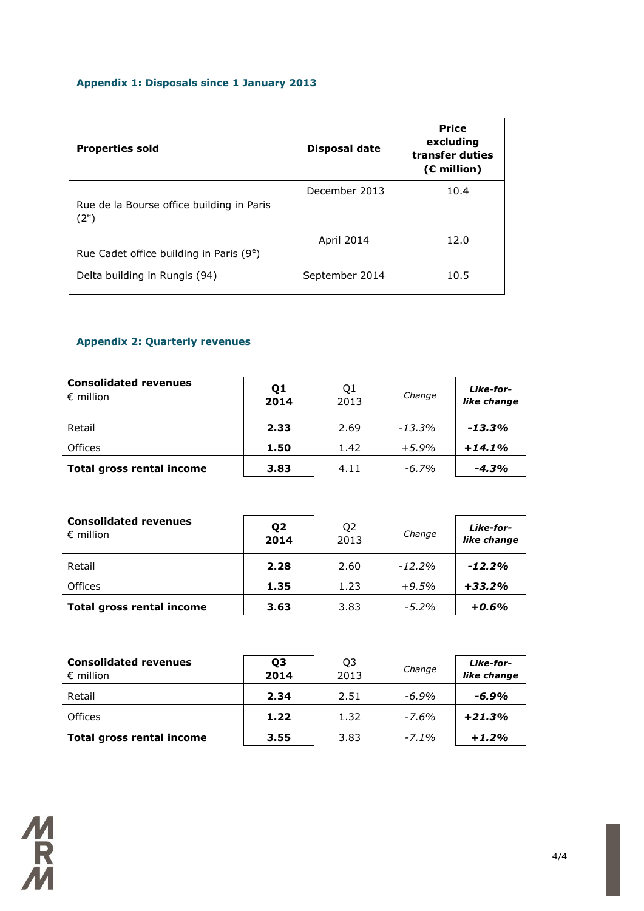### Appendix 1: Disposals since 1 January 2013

| Properties sold | Disposal date | Price excluding transfer duties (€ million) |
|---|---|---|
| Rue de la Bourse office building in Paris (2e) | December 2013 | 10.4 |
| Rue Cadet office building in Paris (9e) | April 2014 | 12.0 |
| Delta building in Rungis (94) | September 2014 | 10.5 |

### Appendix 2: Quarterly revenues

| **Consolidated revenues** € million | **Q1 2014** | Q1 2013 | *Change* | ***Like-for-like change*** |
|---|---|---|---|---|
| Retail | **2.33** | 2.69 | *-13.3%* | ***-13.3%*** |
| Offices | **1.50** | 1.42 | *+5.9%* | ***+14.1%*** |
| **Total gross rental income** | **3.83** | 4.11 | *-6.7%* | ***-4.3%*** |

| **Consolidated revenues** € million | **Q2 2014** | Q2 2013 | *Change* | ***Like-for-like change*** |
|---|---|---|---|---|
| Retail | **2.28** | 2.60 | *-12.2%* | ***-12.2%*** |
| Offices | **1.35** | 1.23 | *+9.5%* | ***+33.2%*** |
| **Total gross rental income** | **3.63** | 3.83 | *-5.2%* | ***+0.6%*** |

| **Consolidated revenues** € million | **Q3 2014** | Q3 2013 | *Change* | ***Like-for-like change*** |
|---|---|---|---|---|
| Retail | **2.34** | 2.51 | *-6.9%* | ***-6.9%*** |
| Offices | **1.22** | 1.32 | *-7.6%* | ***+21.3%*** |
| **Total gross rental income** | **3.55** | 3.83 | *-7.1%* | ***+1.2%*** |